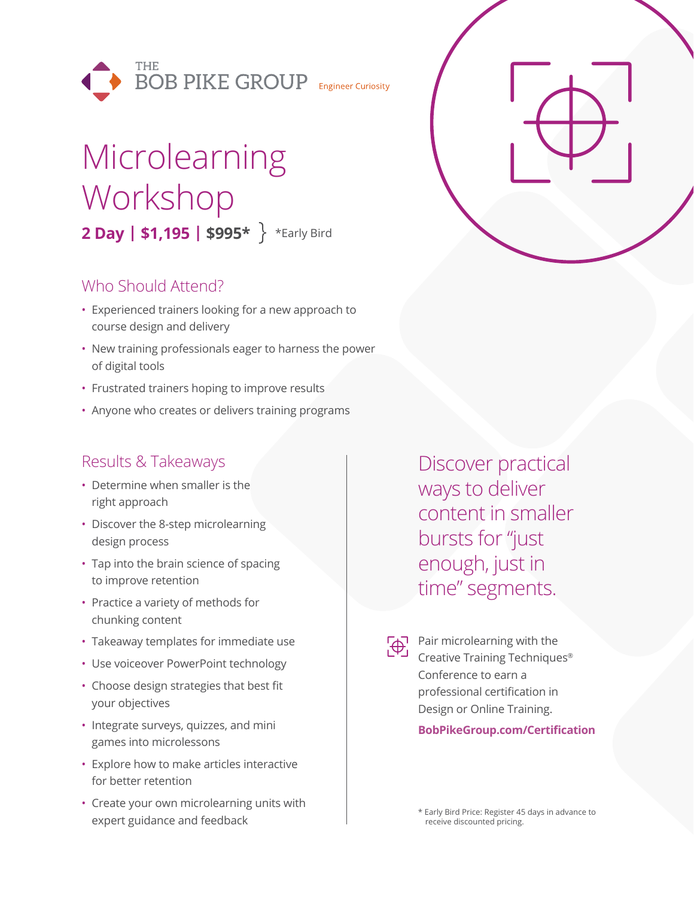THE BOB PIKE GROUP

Engineer Curiosity

# Microlearning Workshop

**2 Day | $1,195 | $995*** } *Early Bird

## Who Should Attend?

- Experienced trainers looking for a new approach to course design and delivery
- New training professionals eager to harness the power of digital tools
- Frustrated trainers hoping to improve results
- Anyone who creates or delivers training programs

## Results & Takeaways

- Determine when smaller is the right approach
- Discover the 8-step microlearning design process
- Tap into the brain science of spacing to improve retention
- Practice a variety of methods for chunking content
- Takeaway templates for immediate use
- Use voiceover PowerPoint technology
- Choose design strategies that best fit your objectives
- Integrate surveys, quizzes, and mini games into microlessons
- Explore how to make articles interactive for better retention
- Create your own microlearning units with expert guidance and feedback

Discover practical ways to deliver content in smaller bursts for "just enough, just in time" segments.

Pair microlearning with the Creative Training Techniques® Conference to earn a professional certification in Design or Online Training.

**BobPikeGroup.com/Certification**

* Early Bird Price: Register 45 days in advance to receive discounted pricing.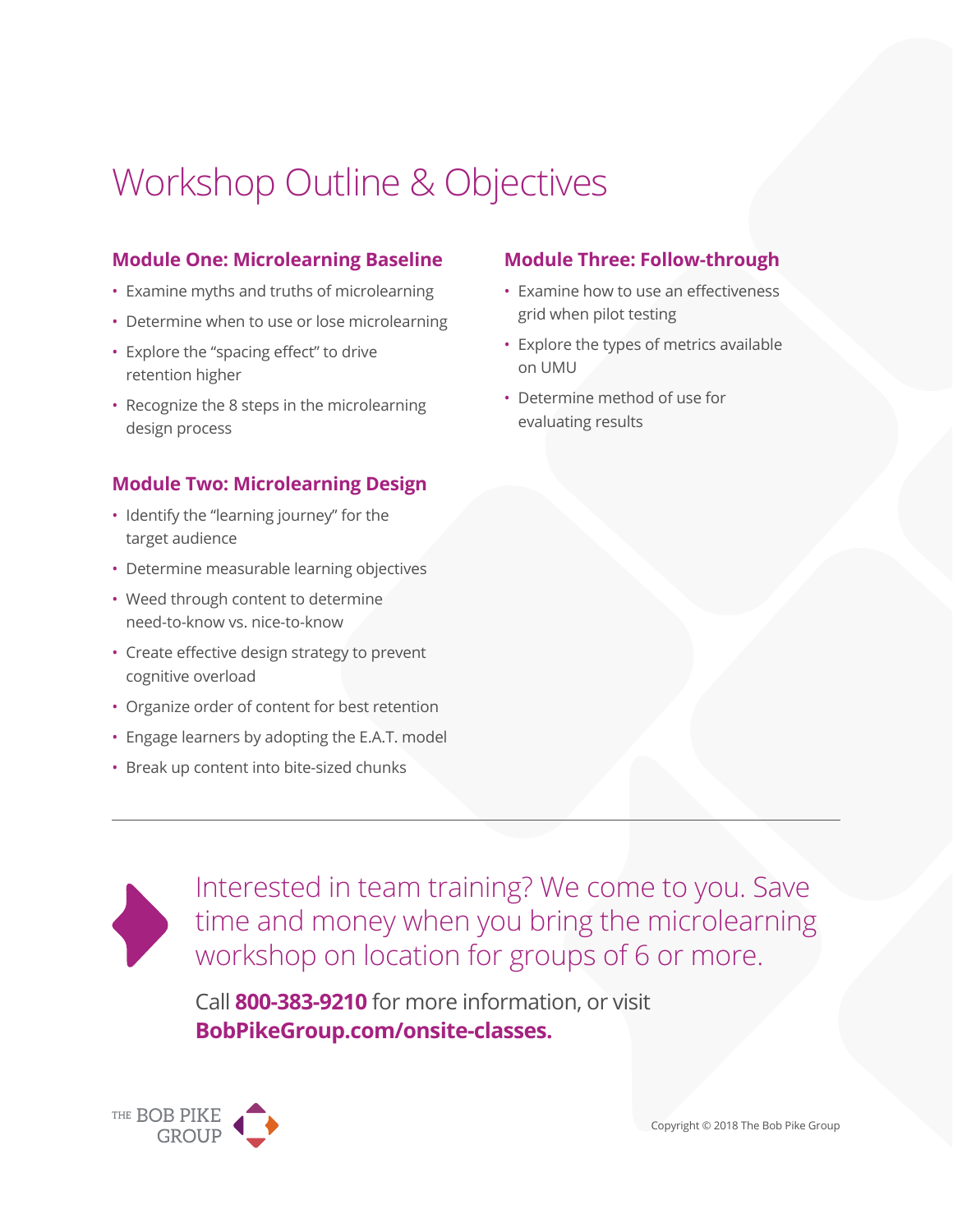# Workshop Outline & Objectives

### Module One: Microlearning Baseline

- Examine myths and truths of microlearning
- Determine when to use or lose microlearning
- Explore the "spacing effect" to drive retention higher
- Recognize the 8 steps in the microlearning design process

### Module Two: Microlearning Design

- Identify the "learning journey" for the target audience
- Determine measurable learning objectives
- Weed through content to determine need-to-know vs. nice-to-know
- Create effective design strategy to prevent cognitive overload
- Organize order of content for best retention
- Engage learners by adopting the E.A.T. model
- Break up content into bite-sized chunks

### Module Three: Follow-through

- Examine how to use an effectiveness grid when pilot testing
- Explore the types of metrics available on UMU
- Determine method of use for evaluating results

---

Interested in team training? We come to you. Save time and money when you bring the microlearning workshop on location for groups of 6 or more.

Call **800-383-9210** for more information, or visit **BobPikeGroup.com/onsite-classes.**

THE BOB PIKE GROUP

Copyright © 2018 The Bob Pike Group